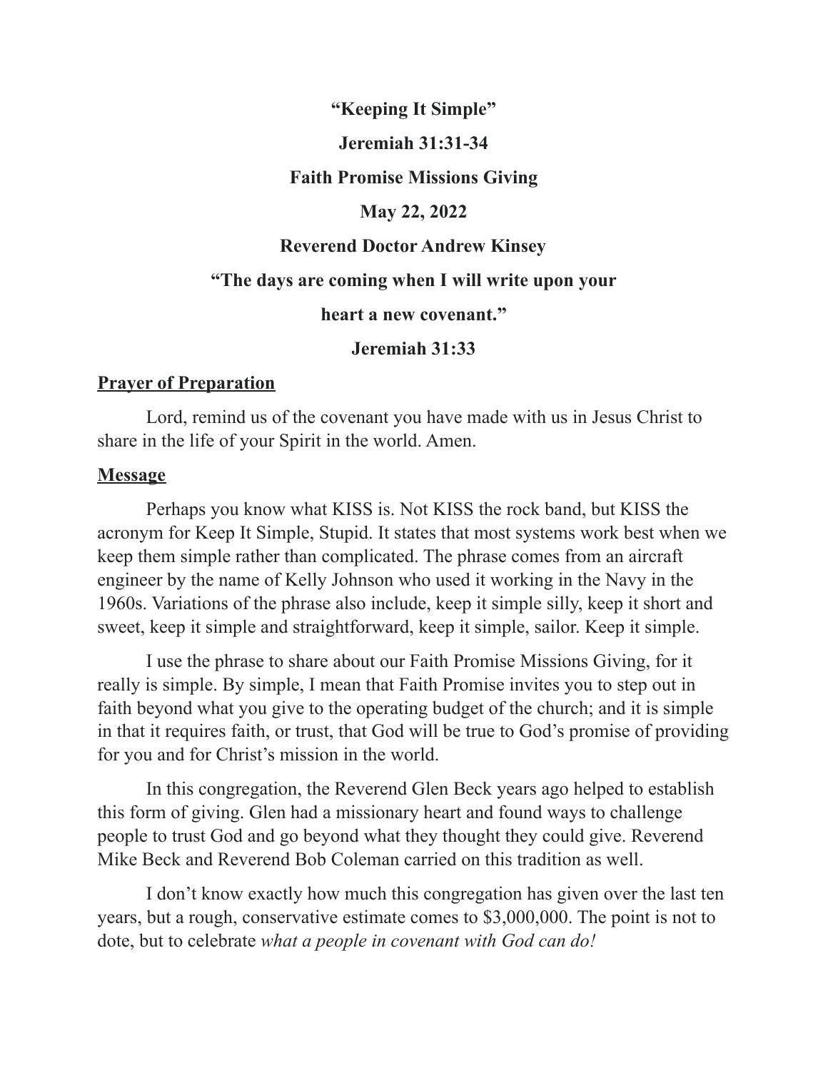**“Keeping It Simple”**

**Jeremiah 31:31-34**

**Faith Promise Missions Giving**

**May 22, 2022**

**Reverend Doctor Andrew Kinsey**

**“The days are coming when I will write upon your heart a new covenant.”**

**Jeremiah 31:33**

## Prayer of Preparation

Lord, remind us of the covenant you have made with us in Jesus Christ to share in the life of your Spirit in the world. Amen.

## Message

Perhaps you know what KISS is. Not KISS the rock band, but KISS the acronym for Keep It Simple, Stupid. It states that most systems work best when we keep them simple rather than complicated. The phrase comes from an aircraft engineer by the name of Kelly Johnson who used it working in the Navy in the 1960s. Variations of the phrase also include, keep it simple silly, keep it short and sweet, keep it simple and straightforward, keep it simple, sailor. Keep it simple.

I use the phrase to share about our Faith Promise Missions Giving, for it really is simple. By simple, I mean that Faith Promise invites you to step out in faith beyond what you give to the operating budget of the church; and it is simple in that it requires faith, or trust, that God will be true to God’s promise of providing for you and for Christ’s mission in the world.

In this congregation, the Reverend Glen Beck years ago helped to establish this form of giving. Glen had a missionary heart and found ways to challenge people to trust God and go beyond what they thought they could give. Reverend Mike Beck and Reverend Bob Coleman carried on this tradition as well.

I don’t know exactly how much this congregation has given over the last ten years, but a rough, conservative estimate comes to $3,000,000. The point is not to dote, but to celebrate *what a people in covenant with God can do!*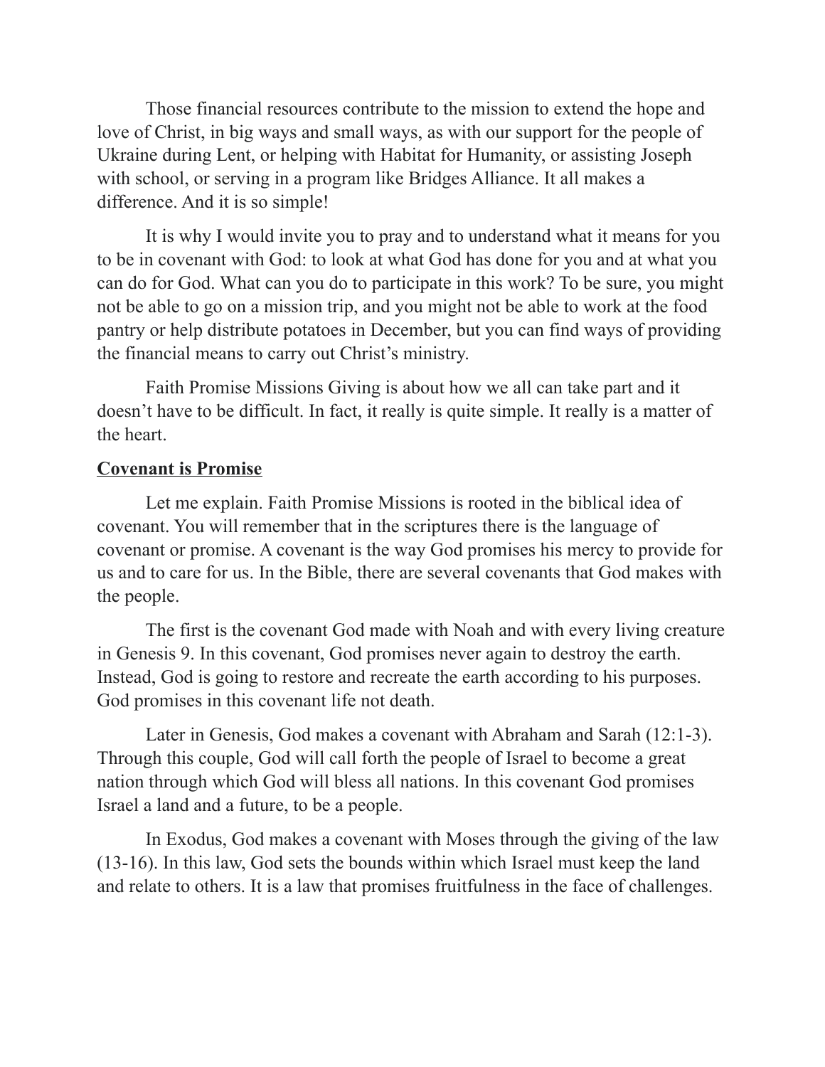Those financial resources contribute to the mission to extend the hope and love of Christ, in big ways and small ways, as with our support for the people of Ukraine during Lent, or helping with Habitat for Humanity, or assisting Joseph with school, or serving in a program like Bridges Alliance. It all makes a difference. And it is so simple!

It is why I would invite you to pray and to understand what it means for you to be in covenant with God: to look at what God has done for you and at what you can do for God. What can you do to participate in this work? To be sure, you might not be able to go on a mission trip, and you might not be able to work at the food pantry or help distribute potatoes in December, but you can find ways of providing the financial means to carry out Christ's ministry.

Faith Promise Missions Giving is about how we all can take part and it doesn't have to be difficult. In fact, it really is quite simple. It really is a matter of the heart.

**Covenant is Promise**

Let me explain. Faith Promise Missions is rooted in the biblical idea of covenant. You will remember that in the scriptures there is the language of covenant or promise. A covenant is the way God promises his mercy to provide for us and to care for us. In the Bible, there are several covenants that God makes with the people.

The first is the covenant God made with Noah and with every living creature in Genesis 9. In this covenant, God promises never again to destroy the earth. Instead, God is going to restore and recreate the earth according to his purposes. God promises in this covenant life not death.

Later in Genesis, God makes a covenant with Abraham and Sarah (12:1-3). Through this couple, God will call forth the people of Israel to become a great nation through which God will bless all nations. In this covenant God promises Israel a land and a future, to be a people.

In Exodus, God makes a covenant with Moses through the giving of the law (13-16). In this law, God sets the bounds within which Israel must keep the land and relate to others. It is a law that promises fruitfulness in the face of challenges.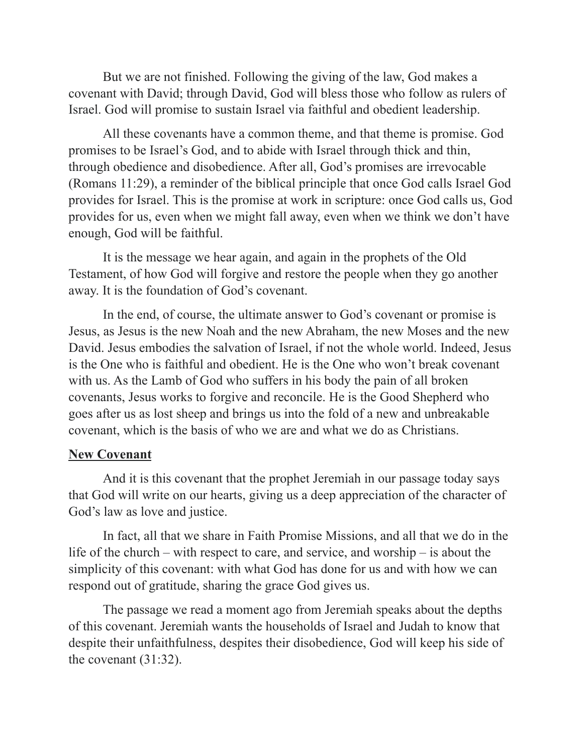But we are not finished. Following the giving of the law, God makes a covenant with David; through David, God will bless those who follow as rulers of Israel. God will promise to sustain Israel via faithful and obedient leadership.

All these covenants have a common theme, and that theme is promise. God promises to be Israel's God, and to abide with Israel through thick and thin, through obedience and disobedience. After all, God's promises are irrevocable (Romans 11:29), a reminder of the biblical principle that once God calls Israel God provides for Israel. This is the promise at work in scripture: once God calls us, God provides for us, even when we might fall away, even when we think we don't have enough, God will be faithful.

It is the message we hear again, and again in the prophets of the Old Testament, of how God will forgive and restore the people when they go another away. It is the foundation of God's covenant.

In the end, of course, the ultimate answer to God's covenant or promise is Jesus, as Jesus is the new Noah and the new Abraham, the new Moses and the new David. Jesus embodies the salvation of Israel, if not the whole world. Indeed, Jesus is the One who is faithful and obedient. He is the One who won't break covenant with us. As the Lamb of God who suffers in his body the pain of all broken covenants, Jesus works to forgive and reconcile. He is the Good Shepherd who goes after us as lost sheep and brings us into the fold of a new and unbreakable covenant, which is the basis of who we are and what we do as Christians.

**New Covenant**

And it is this covenant that the prophet Jeremiah in our passage today says that God will write on our hearts, giving us a deep appreciation of the character of God's law as love and justice.

In fact, all that we share in Faith Promise Missions, and all that we do in the life of the church – with respect to care, and service, and worship – is about the simplicity of this covenant: with what God has done for us and with how we can respond out of gratitude, sharing the grace God gives us.

The passage we read a moment ago from Jeremiah speaks about the depths of this covenant. Jeremiah wants the households of Israel and Judah to know that despite their unfaithfulness, despites their disobedience, God will keep his side of the covenant (31:32).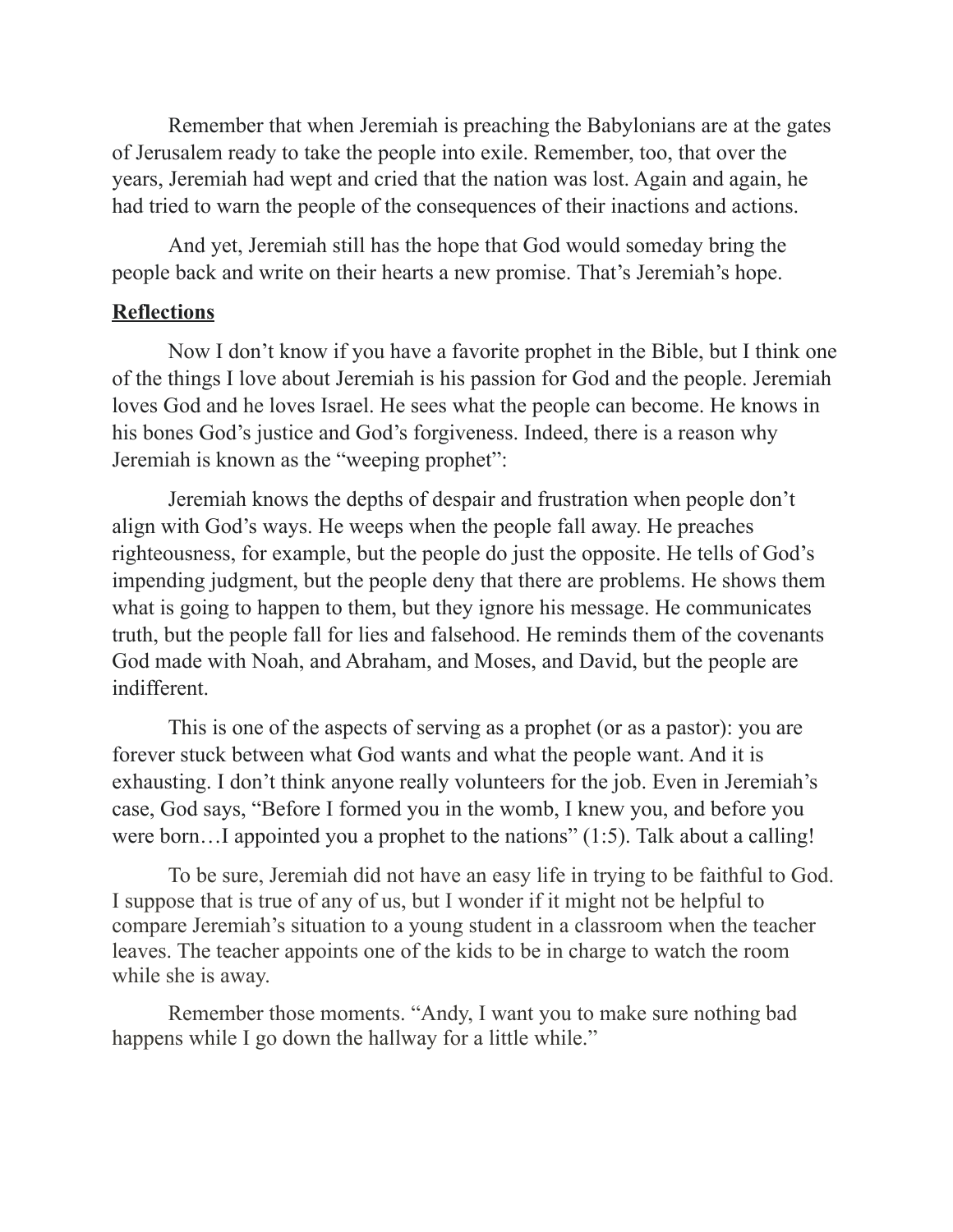Remember that when Jeremiah is preaching the Babylonians are at the gates of Jerusalem ready to take the people into exile. Remember, too, that over the years, Jeremiah had wept and cried that the nation was lost. Again and again, he had tried to warn the people of the consequences of their inactions and actions.

And yet, Jeremiah still has the hope that God would someday bring the people back and write on their hearts a new promise. That's Jeremiah's hope.

**<u>Reflections</u>**

Now I don't know if you have a favorite prophet in the Bible, but I think one of the things I love about Jeremiah is his passion for God and the people. Jeremiah loves God and he loves Israel. He sees what the people can become. He knows in his bones God's justice and God's forgiveness. Indeed, there is a reason why Jeremiah is known as the "weeping prophet":

Jeremiah knows the depths of despair and frustration when people don't align with God's ways. He weeps when the people fall away. He preaches righteousness, for example, but the people do just the opposite. He tells of God's impending judgment, but the people deny that there are problems. He shows them what is going to happen to them, but they ignore his message. He communicates truth, but the people fall for lies and falsehood. He reminds them of the covenants God made with Noah, and Abraham, and Moses, and David, but the people are indifferent.

This is one of the aspects of serving as a prophet (or as a pastor): you are forever stuck between what God wants and what the people want. And it is exhausting. I don't think anyone really volunteers for the job. Even in Jeremiah's case, God says, "Before I formed you in the womb, I knew you, and before you were born…I appointed you a prophet to the nations" (1:5). Talk about a calling!

To be sure, Jeremiah did not have an easy life in trying to be faithful to God. I suppose that is true of any of us, but I wonder if it might not be helpful to compare Jeremiah's situation to a young student in a classroom when the teacher leaves. The teacher appoints one of the kids to be in charge to watch the room while she is away.

Remember those moments. "Andy, I want you to make sure nothing bad happens while I go down the hallway for a little while."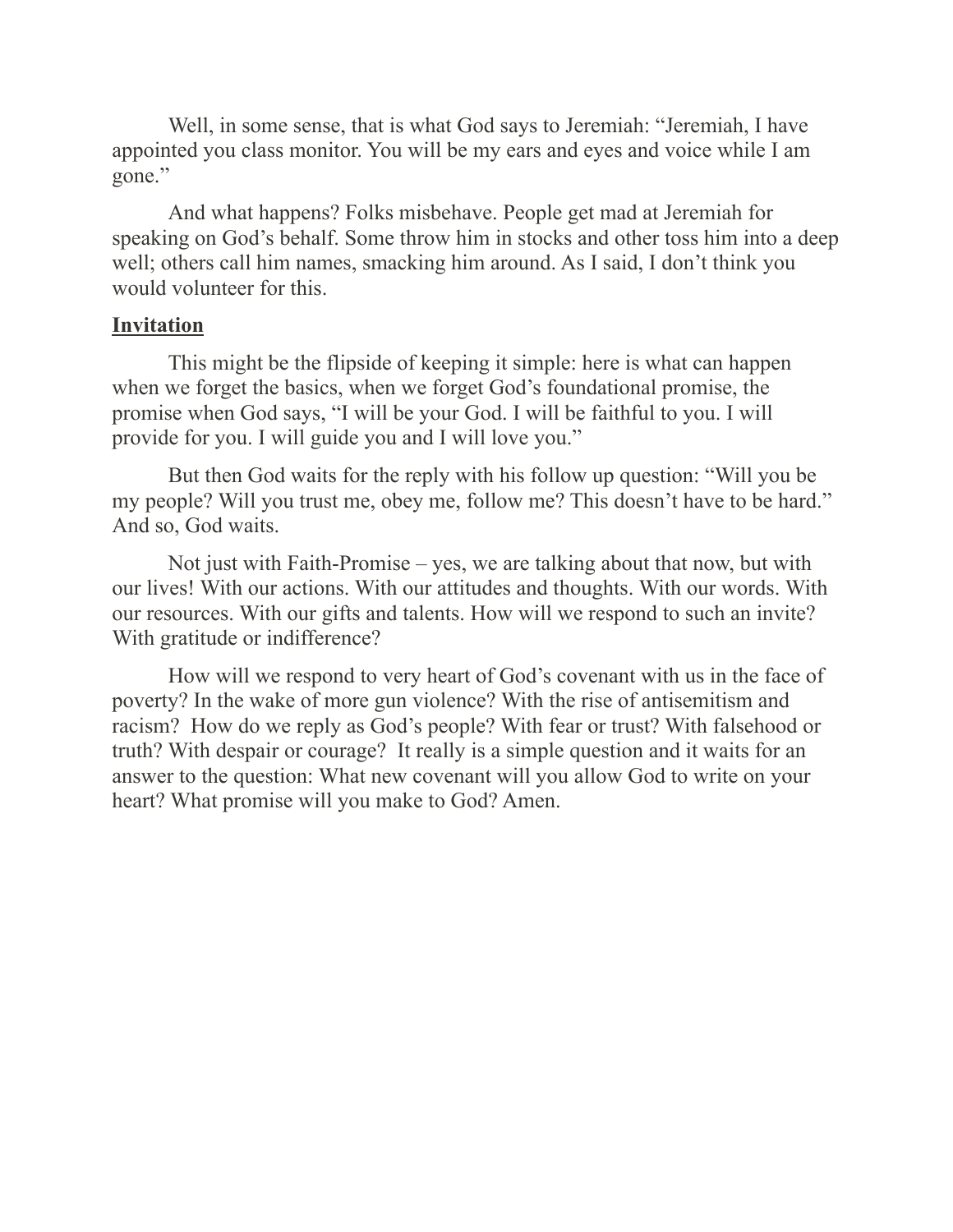Well, in some sense, that is what God says to Jeremiah: "Jeremiah, I have appointed you class monitor. You will be my ears and eyes and voice while I am gone."

And what happens? Folks misbehave. People get mad at Jeremiah for speaking on God's behalf. Some throw him in stocks and other toss him into a deep well; others call him names, smacking him around. As I said, I don't think you would volunteer for this.

**<u>Invitation</u>**

This might be the flipside of keeping it simple: here is what can happen when we forget the basics, when we forget God's foundational promise, the promise when God says, "I will be your God. I will be faithful to you. I will provide for you. I will guide you and I will love you."

But then God waits for the reply with his follow up question: "Will you be my people? Will you trust me, obey me, follow me? This doesn't have to be hard." And so, God waits.

Not just with Faith-Promise – yes, we are talking about that now, but with our lives! With our actions. With our attitudes and thoughts. With our words. With our resources. With our gifts and talents. How will we respond to such an invite? With gratitude or indifference?

How will we respond to very heart of God's covenant with us in the face of poverty? In the wake of more gun violence? With the rise of antisemitism and racism? How do we reply as God's people? With fear or trust? With falsehood or truth? With despair or courage? It really is a simple question and it waits for an answer to the question: What new covenant will you allow God to write on your heart? What promise will you make to God? Amen.